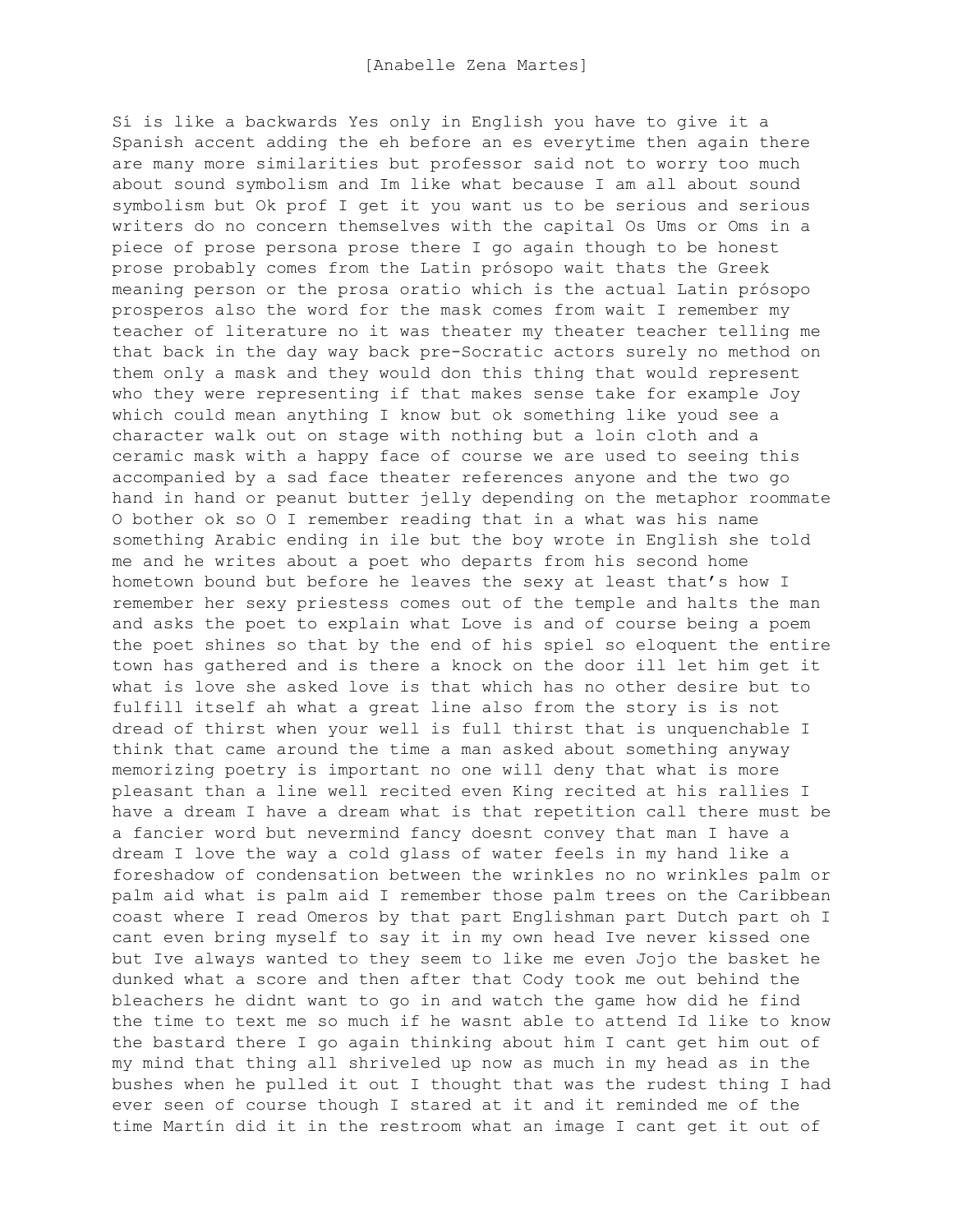[Anabelle Zena Martes]

Sí is like a backwards Yes only in English you have to give it a Spanish accent adding the eh before an es everytime then again there are many more similarities but professor said not to worry too much about sound symbolism and Im like what because I am all about sound symbolism but Ok prof I get it you want us to be serious and serious writers do no concern themselves with the capital Os Ums or Oms in a piece of prose persona prose there I go again though to be honest prose probably comes from the Latin prósopo wait thats the Greek meaning person or the prosa oratio which is the actual Latin prósopo prosperos also the word for the mask comes from wait I remember my teacher of literature no it was theater my theater teacher telling me that back in the day way back pre-Socratic actors surely no method on them only a mask and they would don this thing that would represent who they were representing if that makes sense take for example Joy which could mean anything I know but ok something like youd see a character walk out on stage with nothing but a loin cloth and a ceramic mask with a happy face of course we are used to seeing this accompanied by a sad face theater references anyone and the two go hand in hand or peanut butter jelly depending on the metaphor roommate O bother ok so O I remember reading that in a what was his name something Arabic ending in ile but the boy wrote in English she told me and he writes about a poet who departs from his second home hometown bound but before he leaves the sexy at least that's how I remember her sexy priestess comes out of the temple and halts the man and asks the poet to explain what Love is and of course being a poem the poet shines so that by the end of his spiel so eloquent the entire town has gathered and is there a knock on the door ill let him get it what is love she asked love is that which has no other desire but to fulfill itself ah what a great line also from the story is is not dread of thirst when your well is full thirst that is unquenchable I think that came around the time a man asked about something anyway memorizing poetry is important no one will deny that what is more pleasant than a line well recited even King recited at his rallies I have a dream I have a dream what is that repetition call there must be a fancier word but nevermind fancy doesnt convey that man I have a dream I love the way a cold glass of water feels in my hand like a foreshadow of condensation between the wrinkles no no wrinkles palm or palm aid what is palm aid I remember those palm trees on the Caribbean coast where I read Omeros by that part Englishman part Dutch part oh I cant even bring myself to say it in my own head Ive never kissed one but Ive always wanted to they seem to like me even Jojo the basket he dunked what a score and then after that Cody took me out behind the bleachers he didnt want to go in and watch the game how did he find the time to text me so much if he wasnt able to attend Id like to know the bastard there I go again thinking about him I cant get him out of my mind that thing all shriveled up now as much in my head as in the bushes when he pulled it out I thought that was the rudest thing I had ever seen of course though I stared at it and it reminded me of the time Martín did it in the restroom what an image I cant get it out of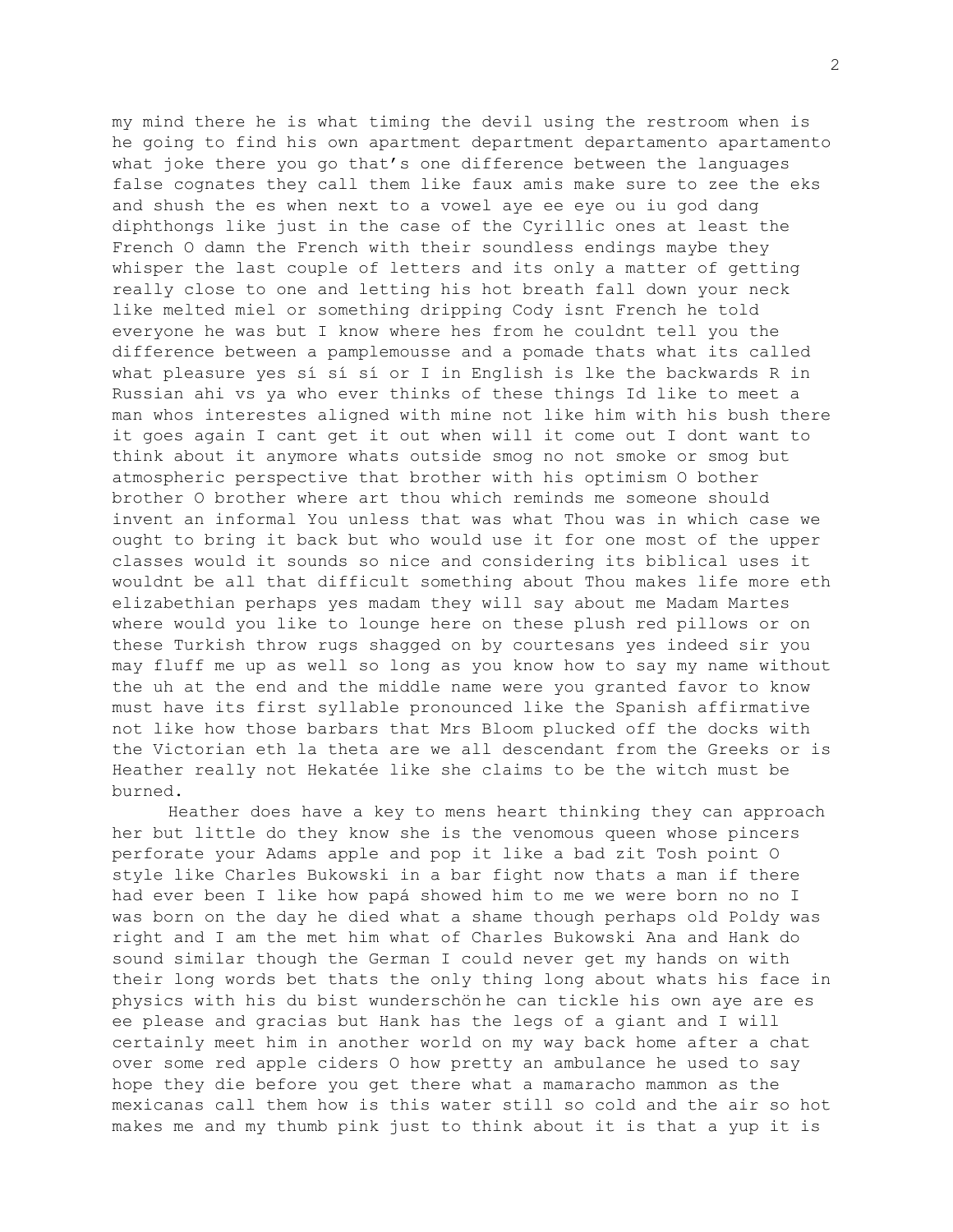my mind there he is what timing the devil using the restroom when is he going to find his own apartment department departamento apartamento what joke there you go that's one difference between the languages false cognates they call them like faux amis make sure to zee the eks and shush the es when next to a vowel aye ee eye ou iu god dang diphthongs like just in the case of the Cyrillic ones at least the French O damn the French with their soundless endings maybe they whisper the last couple of letters and its only a matter of getting really close to one and letting his hot breath fall down your neck like melted miel or something dripping Cody isnt French he told everyone he was but I know where hes from he couldnt tell you the difference between a pamplemousse and a pomade thats what its called what pleasure yes sí sí sí or I in English is lke the backwards R in Russian ahi vs ya who ever thinks of these things Id like to meet a man whos interestes aligned with mine not like him with his bush there it goes again I cant get it out when will it come out I dont want to think about it anymore whats outside smog no not smoke or smog but atmospheric perspective that brother with his optimism O bother brother O brother where art thou which reminds me someone should invent an informal You unless that was what Thou was in which case we ought to bring it back but who would use it for one most of the upper classes would it sounds so nice and considering its biblical uses it wouldnt be all that difficult something about Thou makes life more eth elizabethian perhaps yes madam they will say about me Madam Martes where would you like to lounge here on these plush red pillows or on these Turkish throw rugs shagged on by courtesans yes indeed sir you may fluff me up as well so long as you know how to say my name without the uh at the end and the middle name were you granted favor to know must have its first syllable pronounced like the Spanish affirmative not like how those barbars that Mrs Bloom plucked off the docks with the Victorian eth la theta are we all descendant from the Greeks or is Heather really not Hekatée like she claims to be the witch must be burned.

Heather does have a key to mens heart thinking they can approach her but little do they know she is the venomous queen whose pincers perforate your Adams apple and pop it like a bad zit Tosh point O style like Charles Bukowski in a bar fight now thats a man if there had ever been I like how papá showed him to me we were born no no I was born on the day he died what a shame though perhaps old Poldy was right and I am the met him what of Charles Bukowski Ana and Hank do sound similar though the German I could never get my hands on with their long words bet thats the only thing long about whats his face in physics with his du bist wunderschön he can tickle his own aye are es ee please and gracias but Hank has the legs of a giant and I will certainly meet him in another world on my way back home after a chat over some red apple ciders O how pretty an ambulance he used to say hope they die before you get there what a mamaracho mammon as the mexicanas call them how is this water still so cold and the air so hot makes me and my thumb pink just to think about it is that a yup it is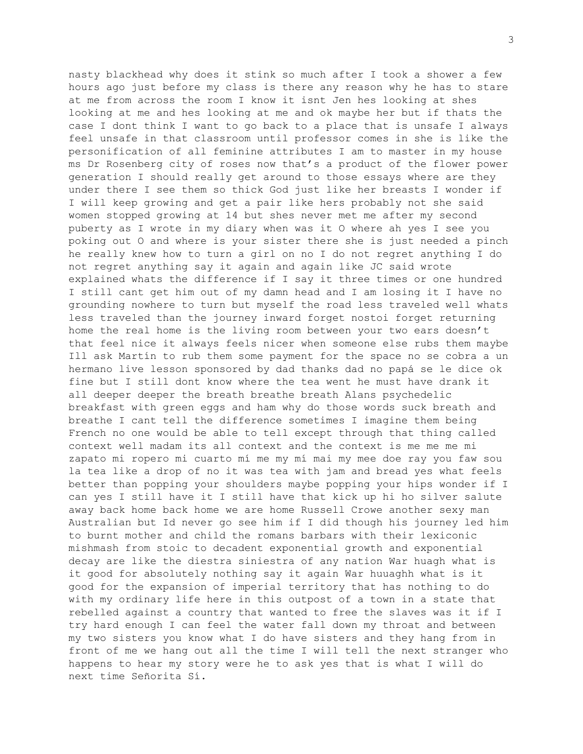nasty blackhead why does it stink so much after I took a shower a few hours ago just before my class is there any reason why he has to stare at me from across the room I know it isnt Jen hes looking at shes looking at me and hes looking at me and ok maybe her but if thats the case I dont think I want to go back to a place that is unsafe I always feel unsafe in that classroom until professor comes in she is like the personification of all feminine attributes I am to master in my house ms Dr Rosenberg city of roses now that's a product of the flower power generation I should really get around to those essays where are they under there I see them so thick God just like her breasts I wonder if I will keep growing and get a pair like hers probably not she said women stopped growing at 14 but shes never met me after my second puberty as I wrote in my diary when was it O where ah yes I see you poking out O and where is your sister there she is just needed a pinch he really knew how to turn a girl on no I do not regret anything I do not regret anything say it again and again like JC said wrote explained whats the difference if I say it three times or one hundred I still cant get him out of my damn head and I am losing it I have no grounding nowhere to turn but myself the road less traveled well whats less traveled than the journey inward forget nostoi forget returning home the real home is the living room between your two ears doesn't that feel nice it always feels nicer when someone else rubs them maybe Ill ask Martín to rub them some payment for the space no se cobra a un hermano live lesson sponsored by dad thanks dad no papá se le dice ok fine but I still dont know where the tea went he must have drank it all deeper deeper the breath breathe breath Alans psychedelic breakfast with green eggs and ham why do those words suck breath and breathe I cant tell the difference sometimes I imagine them being French no one would be able to tell except through that thing called context well madam its all context and the context is me me me mi zapato mi ropero mi cuarto mí me my mí mai my mee doe ray you faw sou la tea like a drop of no it was tea with jam and bread yes what feels better than popping your shoulders maybe popping your hips wonder if I can yes I still have it I still have that kick up hi ho silver salute away back home back home we are home Russell Crowe another sexy man Australian but Id never go see him if I did though his journey led him to burnt mother and child the romans barbars with their lexiconic mishmash from stoic to decadent exponential growth and exponential decay are like the diestra siniestra of any nation War huagh what is it good for absolutely nothing say it again War huuaghh what is it good for the expansion of imperial territory that has nothing to do with my ordinary life here in this outpost of a town in a state that rebelled against a country that wanted to free the slaves was it if I try hard enough I can feel the water fall down my throat and between my two sisters you know what I do have sisters and they hang from in front of me we hang out all the time I will tell the next stranger who happens to hear my story were he to ask yes that is what I will do next time Señorita Sí.